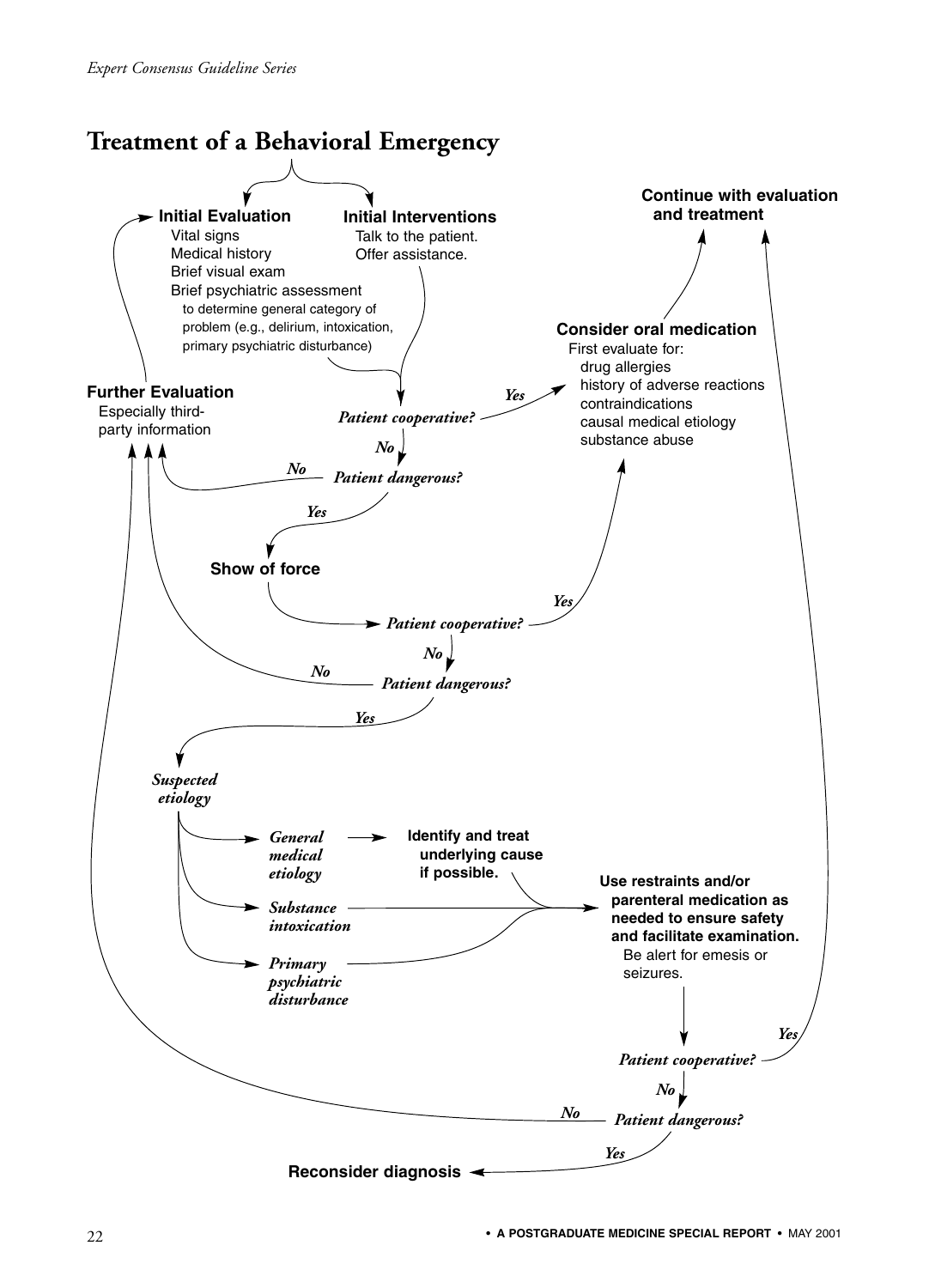# Treatment of a Behavioral Emergency

**Initial Evaluation**
- Vital signs
- Medical history
- Brief visual exam
- Brief psychiatric assessment
  - to determine general category of problem (e.g., delirium, intoxication, primary psychiatric disturbance)

**Initial Interventions**
- Talk to the patient.
- Offer assistance.

*Patient cooperative?*
- *Yes* → **Consider oral medication**
- *No* → *Patient dangerous?*
  - *No* → **Further Evaluation**
  - *Yes* → **Show of force**

**Further Evaluation**
- Especially third-party information

(→ returns to **Initial Evaluation**)

**Consider oral medication**
- First evaluate for:
  - drug allergies
  - history of adverse reactions
  - contraindications
  - causal medical etiology
  - substance abuse

(→ **Continue with evaluation and treatment**)

**Show of force** → *Patient cooperative?*
- *Yes* → **Consider oral medication**
- *No* → *Patient dangerous?*
  - *No* → **Further Evaluation**
  - *Yes* → *Suspected etiology*

*Suspected etiology*
- *General medical etiology* → **Identify and treat underlying cause if possible.** → **Use restraints and/or parenteral medication as needed to ensure safety and facilitate examination.**
- *Substance intoxication* → **Use restraints and/or parenteral medication as needed to ensure safety and facilitate examination.**
- *Primary psychiatric disturbance* → **Use restraints and/or parenteral medication as needed to ensure safety and facilitate examination.**

**Use restraints and/or parenteral medication as needed to ensure safety and facilitate examination.** Be alert for emesis or seizures.

*Patient cooperative?*
- *Yes* → **Continue with evaluation and treatment**
- *No* → *Patient dangerous?*
  - *No* → **Further Evaluation**
  - *Yes* → **Reconsider diagnosis**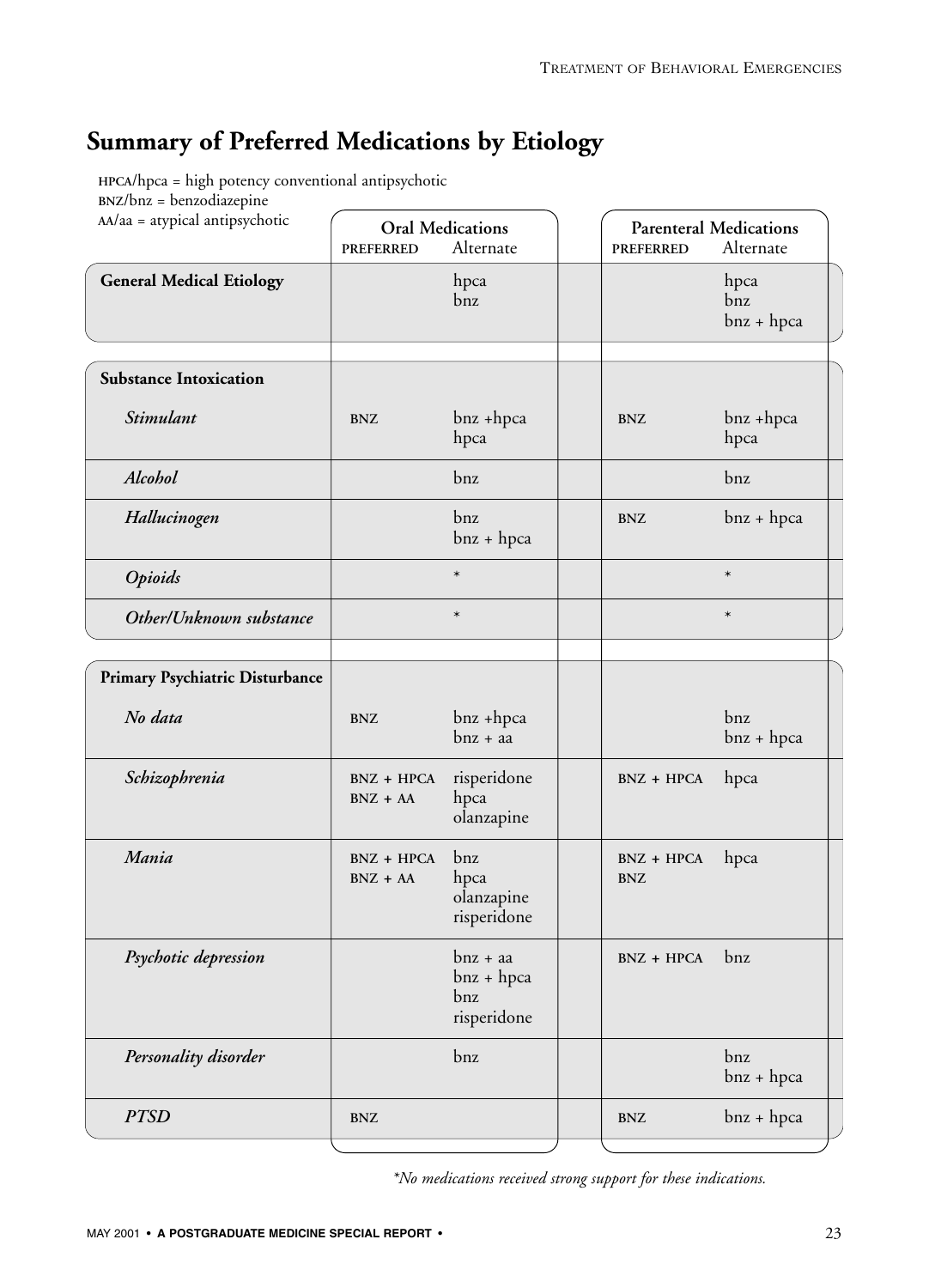## Summary of Preferred Medications by Etiology

HPCA/hpca = high potency conventional antipsychotic
BNZ/bnz = benzodiazepine
AA/aa = atypical antipsychotic

| | Oral Medications | | Parenteral Medications | |
|---|---|---|---|---|
| | PREFERRED | Alternate | PREFERRED | Alternate |
| **General Medical Etiology** | | hpca<br>bnz | | hpca<br>bnz<br>bnz + hpca |
| **Substance Intoxication** | | | | |
| *Stimulant* | BNZ | bnz +hpca<br>hpca | BNZ | bnz +hpca<br>hpca |
| *Alcohol* | | bnz | | bnz |
| *Hallucinogen* | | bnz<br>bnz + hpca | BNZ | bnz + hpca |
| *Opioids* | | * | | * |
| *Other/Unknown substance* | | * | | * |
| **Primary Psychiatric Disturbance** | | | | |
| *No data* | BNZ | bnz +hpca<br>bnz + aa | | bnz<br>bnz + hpca |
| *Schizophrenia* | BNZ + HPCA<br>BNZ + AA | risperidone<br>hpca<br>olanzapine | BNZ + HPCA | hpca |
| *Mania* | BNZ + HPCA<br>BNZ + AA | bnz<br>hpca<br>olanzapine<br>risperidone | BNZ + HPCA<br>BNZ | hpca |
| *Psychotic depression* | | bnz + aa<br>bnz + hpca<br>bnz<br>risperidone | BNZ + HPCA | bnz |
| *Personality disorder* | | bnz | | bnz<br>bnz + hpca |
| *PTSD* | BNZ | | BNZ | bnz + hpca |

*\*No medications received strong support for these indications.*